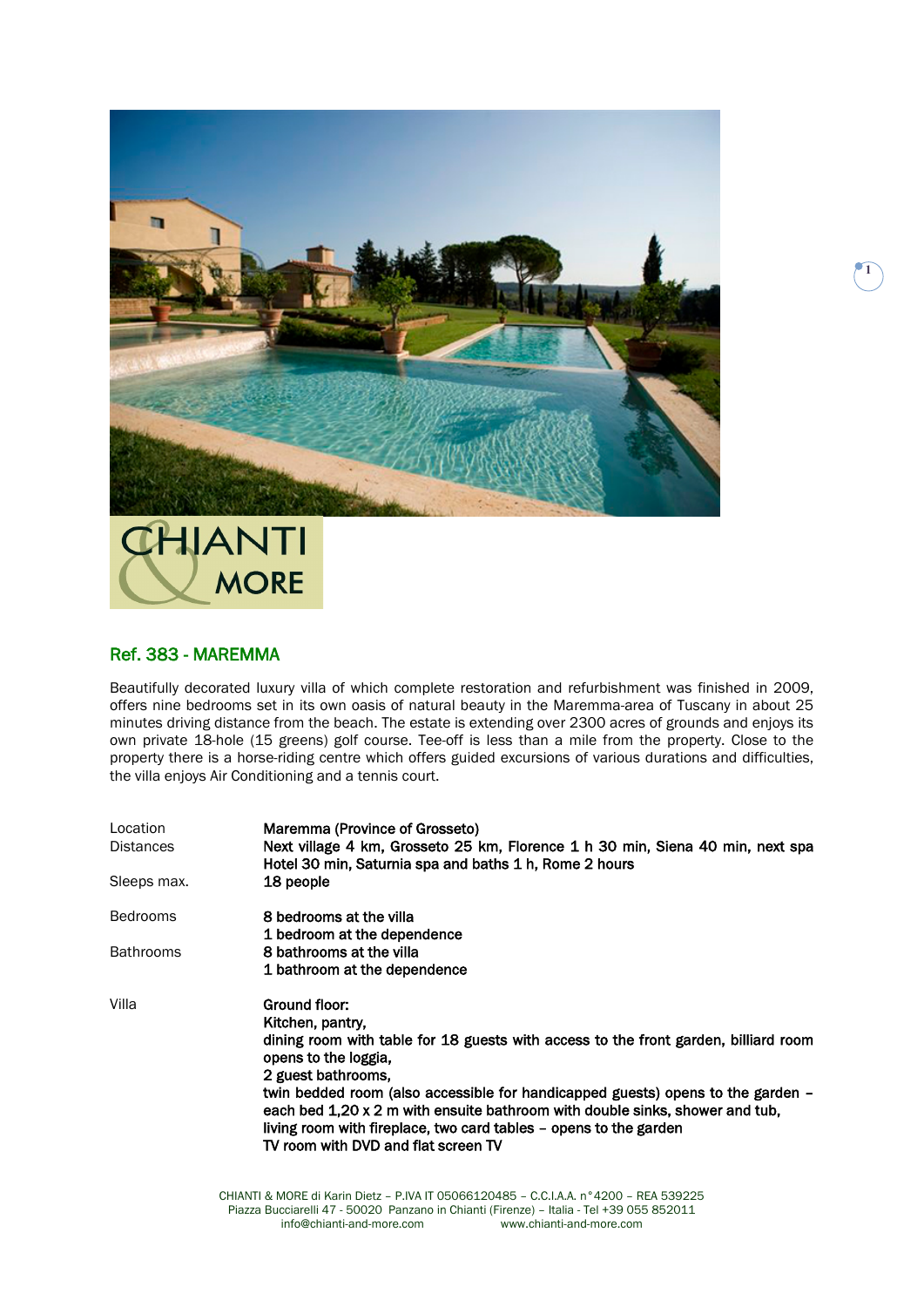## Ref. 383 - MAREMMA

Beautifully decorated luxury villa of which complete restoration and refurbishment was finished in 2009, offers nine bedrooms set in its own oasis of natural beauty in the Maremma-area of Tuscany in about 25 minutes driving distance from the beach. The estate is extending over 2300 acres of grounds and enjoys its own private 18-hole (15 greens) golf course. Tee-off is less than a mile from the property. Close to the property there is a horse-riding centre which offers guided excursions of various durations and difficulties, the villa enjoys Air Conditioning and a tennis court.

| | |
|---|---|
| Location | **Maremma (Province of Grosseto)** |
| Distances | **Next village 4 km, Grosseto 25 km, Florence 1 h 30 min, Siena 40 min, next spa Hotel 30 min, Saturnia spa and baths 1 h, Rome 2 hours** |
| Sleeps max. | **18 people** |
| Bedrooms | **8 bedrooms at the villa**<br>**1 bedroom at the dependence** |
| Bathrooms | **8 bathrooms at the villa**<br>**1 bathroom at the dependence** |
| Villa | **Ground floor:**<br>**Kitchen, pantry,**<br>**dining room with table for 18 guests with access to the front garden, billiard room opens to the loggia,**<br>**2 guest bathrooms,**<br>**twin bedded room (also accessible for handicapped guests) opens to the garden – each bed 1,20 x 2 m with ensuite bathroom with double sinks, shower and tub,**<br>**living room with fireplace, two card tables – opens to the garden**<br>**TV room with DVD and flat screen TV** |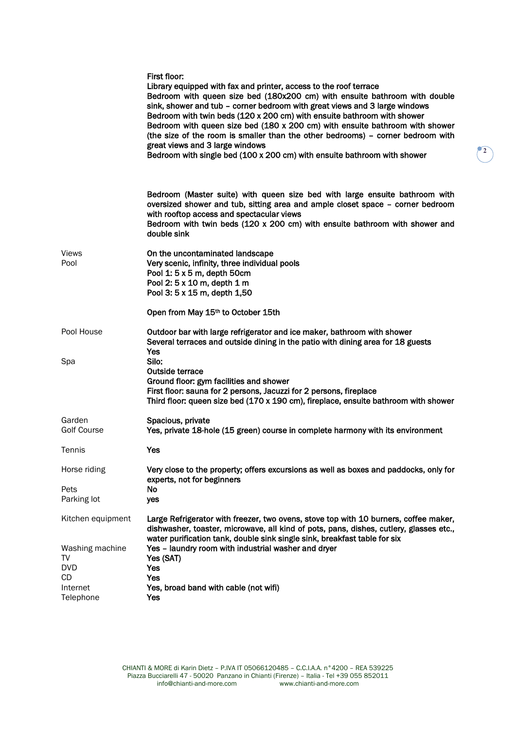| | |
|---|---|
| | First floor:<br>Library equipped with fax and printer, access to the roof terrace<br>Bedroom with queen size bed (180x200 cm) with ensuite bathroom with double sink, shower and tub – corner bedroom with great views and 3 large windows<br>Bedroom with twin beds (120 x 200 cm) with ensuite bathroom with shower<br>Bedroom with queen size bed (180 x 200 cm) with ensuite bathroom with shower (the size of the room is smaller than the other bedrooms) – corner bedroom with great views and 3 large windows<br>Bedroom with single bed (100 x 200 cm) with ensuite bathroom with shower |
| | Bedroom (Master suite) with queen size bed with large ensuite bathroom with oversized shower and tub, sitting area and ample closet space – corner bedroom with rooftop access and spectacular views<br>Bedroom with twin beds (120 x 200 cm) with ensuite bathroom with shower and double sink |
| Views | On the uncontaminated landscape |
| Pool | Very scenic, infinity, three individual pools<br>Pool 1: 5 x 5 m, depth 50cm<br>Pool 2: 5 x 10 m, depth 1 m<br>Pool 3: 5 x 15 m, depth 1,50<br><br>Open from May 15th to October 15th |
| Pool House | Outdoor bar with large refrigerator and ice maker, bathroom with shower<br>Several terraces and outside dining in the patio with dining area for 18 guests<br>Yes |
| Spa | Silo:<br>Outside terrace<br>Ground floor: gym facilities and shower<br>First floor: sauna for 2 persons, Jacuzzi for 2 persons, fireplace<br>Third floor: queen size bed (170 x 190 cm), fireplace, ensuite bathroom with shower |
| Garden | Spacious, private |
| Golf Course | Yes, private 18-hole (15 green) course in complete harmony with its environment |
| Tennis | Yes |
| Horse riding | Very close to the property; offers excursions as well as boxes and paddocks, only for experts, not for beginners |
| Pets | No |
| Parking lot | yes |
| Kitchen equipment | Large Refrigerator with freezer, two ovens, stove top with 10 burners, coffee maker, dishwasher, toaster, microwave, all kind of pots, pans, dishes, cutlery, glasses etc., water purification tank, double sink single sink, breakfast table for six |
| Washing machine | Yes – laundry room with industrial washer and dryer |
| TV | Yes (SAT) |
| DVD | Yes |
| CD | Yes |
| Internet | Yes, broad band with cable (not wifi) |
| Telephone | Yes |

CHIANTI & MORE di Karin Dietz – P.IVA IT 05066120485 – C.C.I.A.A. n°4200 – REA 539225
Piazza Bucciarelli 47 - 50020 Panzano in Chianti (Firenze) – Italia - Tel +39 055 852011
info@chianti-and-more.com www.chianti-and-more.com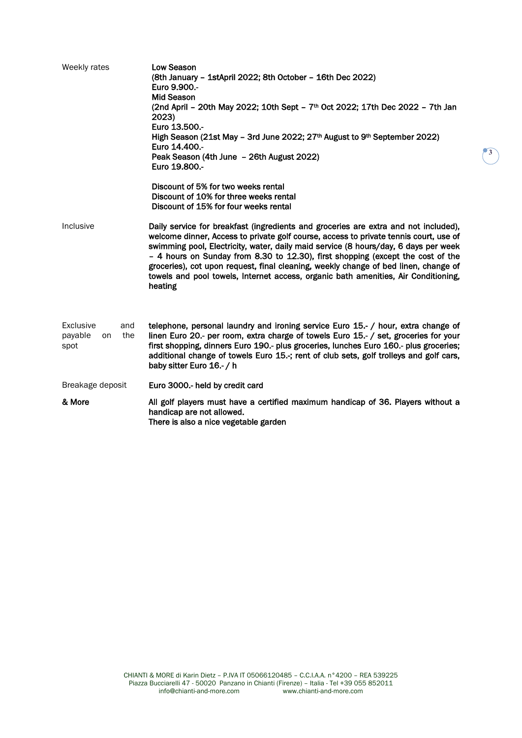| | |
|---|---|
| Weekly rates | **Low Season**<br>**(8th January – 1stApril 2022; 8th October – 16th Dec 2022)**<br>**Euro 9.900.-**<br>**Mid Season**<br>**(2nd April – 20th May 2022; 10th Sept – 7th Oct 2022; 17th Dec 2022 – 7th Jan 2023)**<br>**Euro 13.500.-**<br>**High Season (21st May – 3rd June 2022; 27th August to 9th September 2022)**<br>**Euro 14.400.-**<br>**Peak Season (4th June – 26th August 2022)**<br>**Euro 19.800.-**<br><br>**Discount of 5% for two weeks rental**<br>**Discount of 10% for three weeks rental**<br>**Discount of 15% for four weeks rental** |
| Inclusive | **Daily service for breakfast (ingredients and groceries are extra and not included), welcome dinner, Access to private golf course, access to private tennis court, use of swimming pool, Electricity, water, daily maid service (8 hours/day, 6 days per week – 4 hours on Sunday from 8.30 to 12.30), first shopping (except the cost of the groceries), cot upon request, final cleaning, weekly change of bed linen, change of towels and pool towels, Internet access, organic bath amenities, Air Conditioning, heating** |
| Exclusive and payable on the spot | **telephone, personal laundry and ironing service Euro 15.- / hour, extra change of linen Euro 20.- per room, extra charge of towels Euro 15.- / set, groceries for your first shopping, dinners Euro 190.- plus groceries, lunches Euro 160.- plus groceries; additional change of towels Euro 15.-; rent of club sets, golf trolleys and golf cars, baby sitter Euro 16.- / h** |
| Breakage deposit | **Euro 3000.- held by credit card** |
| **& More** | **All golf players must have a certified maximum handicap of 36. Players without a handicap are not allowed.**<br>**There is also a nice vegetable garden** |

CHIANTI & MORE di Karin Dietz – P.IVA IT 05066120485 – C.C.I.A.A. n°4200 – REA 539225
Piazza Bucciarelli 47 - 50020 Panzano in Chianti (Firenze) – Italia - Tel +39 055 852011
info@chianti-and-more.com www.chianti-and-more.com